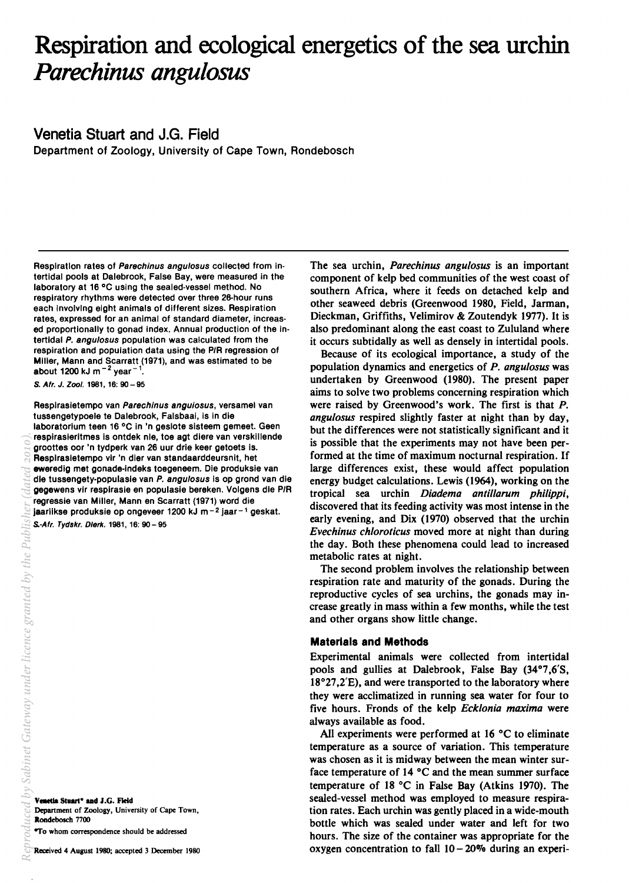# Respiration and ecological energetics of the sea urchin *Parechinus angulosus*

## Venetia Stuart and J.G. Field

Department of Zoology, University of Cape Town, Rondebosch

Respiration rates of *Parechinus angulosus* collected from intertidal pools at Dalebrook, False Bay, were measured in the laboratory at 16 °C using the sealed-vessel method. No respiratory rhythms were detected over three 26-hour runs each involving eight animals of different sizes. Respiration rates, expressed for an animal of standard diameter, increased proportionally to gonad index. Annual production of the intertidal *P. angulosus* population was calculated from the respiration and population data using the P/R regression of Miller, Mann and Scarratt (1971), and was estimated to be about 1200 kJ $m^{-2}$ $year^{-1}$.

*S. Afr. J. Zool.* 1981, 16: 90 – 95

Respirasietempo van *Parechinus angulosus*, versamel van tussengetypoele te Dalebrook, Falsbaai, is in die laboratorium teen 16 °C in 'n geslote sisteem gemeet. Geen respirasieritmes is ontdek nie, toe agt diere van verskillende groottes oor 'n tydperk van 26 uur drie keer getoets is. Respirasietempo vir 'n dier van standaarddeursnit, het eweredig met gonade-indeks toegeneem. Die produksie van die tussengety-populasie van *P. angulosus* is op grond van die gegewens vir respirasie en populasie bereken. Volgens die P/R regressie van Miller, Mann en Scarratt (1971) word die jaarlikse produksie op ongeveer 1200 kJ $m^{-2}$ $jaar^{-1}$ geskat.

*S.-Afr. Tydskr. Dierk.* 1981, 16: 90 – 95

**Venetia Stuart\* and J.G. Field**
Department of Zoology, University of Cape Town,
Rondebosch 7700
\*To whom correspondence should be addressed

Received 4 August 1980; accepted 3 December 1980

The sea urchin, *Parechinus angulosus* is an important component of kelp bed communities of the west coast of southern Africa, where it feeds on detached kelp and other seaweed debris (Greenwood 1980, Field, Jarman, Dieckman, Griffiths, Velimirov & Zoutendyk 1977). It is also predominant along the east coast to Zululand where it occurs subtidally as well as densely in intertidal pools.

Because of its ecological importance, a study of the population dynamics and energetics of *P. angulosus* was undertaken by Greenwood (1980). The present paper aims to solve two problems concerning respiration which were raised by Greenwood's work. The first is that *P. angulosus* respired slightly faster at night than by day, but the differences were not statistically significant and it is possible that the experiments may not have been performed at the time of maximum nocturnal respiration. If large differences exist, these would affect population energy budget calculations. Lewis (1964), working on the tropical sea urchin *Diadema antillarum philippi*, discovered that its feeding activity was most intense in the early evening, and Dix (1970) observed that the urchin *Evechinus chloroticus* moved more at night than during the day. Both these phenomena could lead to increased metabolic rates at night.

The second problem involves the relationship between respiration rate and maturity of the gonads. During the reproductive cycles of sea urchins, the gonads may increase greatly in mass within a few months, while the test and other organs show little change.

### Materials and Methods

Experimental animals were collected from intertidal pools and gullies at Dalebrook, False Bay (34°7,6'S, 18°27,2'E), and were transported to the laboratory where they were acclimatized in running sea water for four to five hours. Fronds of the kelp *Ecklonia maxima* were always available as food.

All experiments were performed at 16 °C to eliminate temperature as a source of variation. This temperature was chosen as it is midway between the mean winter surface temperature of 14 °C and the mean summer surface temperature of 18 °C in False Bay (Atkins 1970). The sealed-vessel method was employed to measure respiration rates. Each urchin was gently placed in a wide-mouth bottle which was sealed under water and left for two hours. The size of the container was appropriate for the oxygen concentration to fall 10 – 20% during an experi-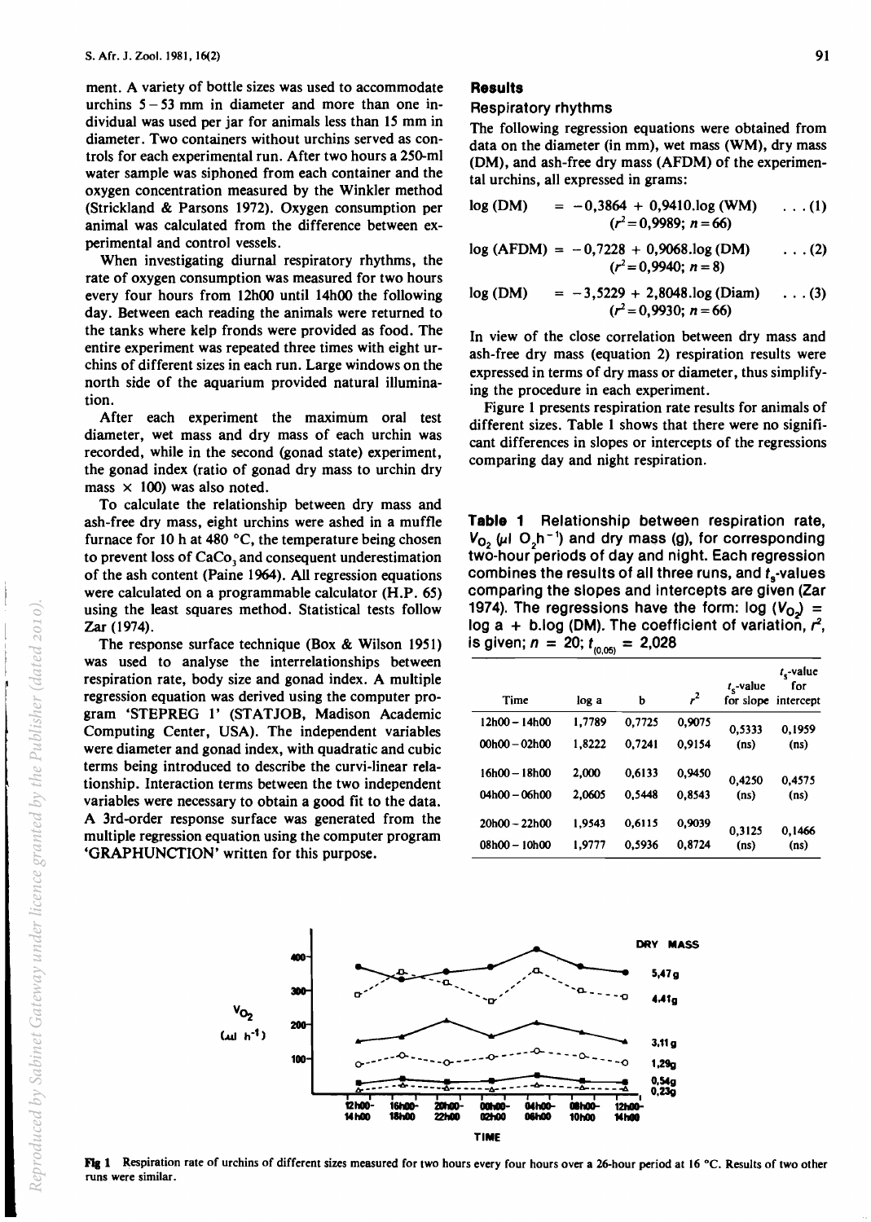ment. A variety of bottle sizes was used to accommodate urchins 5 – 53 mm in diameter and more than one individual was used per jar for animals less than 15 mm in diameter. Two containers without urchins served as controls for each experimental run. After two hours a 250-ml water sample was siphoned from each container and the oxygen concentration measured by the Winkler method (Strickland & Parsons 1972). Oxygen consumption per animal was calculated from the difference between experimental and control vessels.

When investigating diurnal respiratory rhythms, the rate of oxygen consumption was measured for two hours every four hours from 12h00 until 14h00 the following day. Between each reading the animals were returned to the tanks where kelp fronds were provided as food. The entire experiment was repeated three times with eight urchins of different sizes in each run. Large windows on the north side of the aquarium provided natural illumination.

After each experiment the maximum oral test diameter, wet mass and dry mass of each urchin was recorded, while in the second (gonad state) experiment, the gonad index (ratio of gonad dry mass to urchin dry mass × 100) was also noted.

To calculate the relationship between dry mass and ash-free dry mass, eight urchins were ashed in a muffle furnace for 10 h at 480 °C, the temperature being chosen to prevent loss of $CaCo_3$ and consequent underestimation of the ash content (Paine 1964). All regression equations were calculated on a programmable calculator (H.P. 65) using the least squares method. Statistical tests follow Zar (1974).

The response surface technique (Box & Wilson 1951) was used to analyse the interrelationships between respiration rate, body size and gonad index. A multiple regression equation was derived using the computer program 'STEPREG 1' (STATJOB, Madison Academic Computing Center, USA). The independent variables were diameter and gonad index, with quadratic and cubic terms being introduced to describe the curvi-linear relationship. Interaction terms between the two independent variables were necessary to obtain a good fit to the data. A 3rd-order response surface was generated from the multiple regression equation using the computer program 'GRAPHUNCTION' written for this purpose.

## Results

### Respiratory rhythms

The following regression equations were obtained from data on the diameter (in mm), wet mass (WM), dry mass (DM), and ash-free dry mass (AFDM) of the experimental urchins, all expressed in grams:

$$\log(\text{DM}) = -0{,}3864 + 0{,}9410.\log(\text{WM}) \quad (r^2 = 0{,}9989;\ n = 66) \quad \ldots (1)$$

$$\log(\text{AFDM}) = -0{,}7228 + 0{,}9068.\log(\text{DM}) \quad (r^2 = 0{,}9940;\ n = 8) \quad \ldots (2)$$

$$\log(\text{DM}) = -3{,}5229 + 2{,}8048.\log(\text{Diam}) \quad (r^2 = 0{,}9930;\ n = 66) \quad \ldots (3)$$

In view of the close correlation between dry mass and ash-free dry mass (equation 2) respiration results were expressed in terms of dry mass or diameter, thus simplifying the procedure in each experiment.

Figure 1 presents respiration rate results for animals of different sizes. Table 1 shows that there were no significant differences in slopes or intercepts of the regressions comparing day and night respiration.

**Table 1** Relationship between respiration rate, $V_{O_2}$ (µl $O_2h^{-1}$) and dry mass (g), for corresponding two-hour periods of day and night. Each regression combines the results of all three runs, and $t_s$-values comparing the slopes and intercepts are given (Zar 1974). The regressions have the form: $\log(V_{O_2}) = \log a + b.\log(\text{DM})$. The coefficient of variation, $r^2$, is given; $n = 20$; $t_{(0,05)} = 2{,}028$

| Time | log a | b | $r^2$ | $t_s$-value for slope | $t_s$-value for intercept |
|---|---|---|---|---|---|
| 12h00 – 14h00 | 1,7789 | 0,7725 | 0,9075 | 0,5333 (ns) | 0,1959 (ns) |
| 00h00 – 02h00 | 1,8222 | 0,7241 | 0,9154 | | |
| 16h00 – 18h00 | 2,000 | 0,6133 | 0,9450 | 0,4250 (ns) | 0,4575 (ns) |
| 04h00 – 06h00 | 2,0605 | 0,5448 | 0,8543 | | |
| 20h00 – 22h00 | 1,9543 | 0,6115 | 0,9039 | 0,3125 (ns) | 0,1466 (ns) |
| 08h00 – 10h00 | 1,9777 | 0,5936 | 0,8724 | | |

**Fig 1** Respiration rate of urchins of different sizes measured for two hours every four hours over a 26-hour period at 16 °C. Results of two other runs were similar.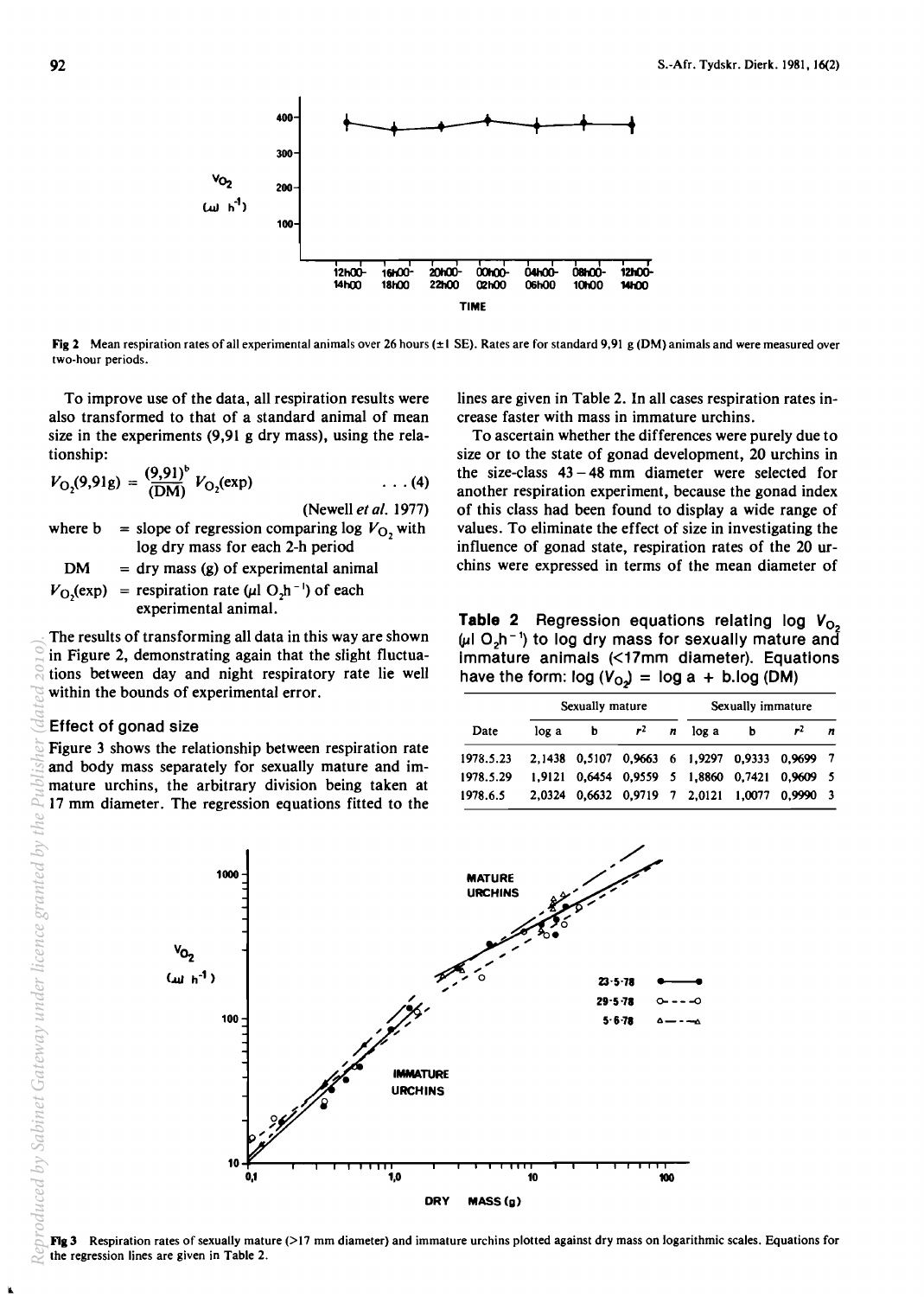Fig 2 Mean respiration rates of all experimental animals over 26 hours (±1 SE). Rates are for standard 9,91 g (DM) animals and were measured over two-hour periods.

To improve use of the data, all respiration results were also transformed to that of a standard animal of mean size in the experiments (9,91 g dry mass), using the relationship:

$$V_{O_2}(9{,}91\text{g}) = \frac{(9{,}91)^b}{(\text{DM})^b} V_{O_2}(\text{exp}) \qquad \ldots (4)$$

(Newell *et al.* 1977)

where b = slope of regression comparing log $V_{O_2}$ with log dry mass for each 2-h period

DM = dry mass (g) of experimental animal

$V_{O_2}$(exp) = respiration rate (µl $O_2h^{-1}$) of each experimental animal.

The results of transforming all data in this way are shown in Figure 2, demonstrating again that the slight fluctuations between day and night respiratory rate lie well within the bounds of experimental error.

## Effect of gonad size

Figure 3 shows the relationship between respiration rate and body mass separately for sexually mature and immature urchins, the arbitrary division being taken at 17 mm diameter. The regression equations fitted to the lines are given in Table 2. In all cases respiration rates increase faster with mass in immature urchins.

To ascertain whether the differences were purely due to size or to the state of gonad development, 20 urchins in the size-class 43 – 48 mm diameter were selected for another respiration experiment, because the gonad index of this class had been found to display a wide range of values. To eliminate the effect of size in investigating the influence of gonad state, respiration rates of the 20 urchins were expressed in terms of the mean diameter of

**Table 2** Regression equations relating log $V_{O_2}$ (µl $O_2h^{-1}$) to log dry mass for sexually mature and immature animals (<17mm diameter). Equations have the form: log ($V_{O_2}$) = log a + b.log (DM)

| Date | Sexually mature | | | | Sexually immature | | | |
|---|---|---|---|---|---|---|---|---|
| | log a | b | $r^2$ | $n$ | log a | b | $r^2$ | $n$ |
| 1978.5.23 | 2,1438 | 0,5107 | 0,9663 | 6 | 1,9297 | 0,9333 | 0,9699 | 7 |
| 1978.5.29 | 1,9121 | 0,6454 | 0,9559 | 5 | 1,8860 | 0,7421 | 0,9609 | 5 |
| 1978.6.5 | 2,0324 | 0,6632 | 0,9719 | 7 | 2,0121 | 1,0077 | 0,9990 | 3 |

Fig 3 Respiration rates of sexually mature (>17 mm diameter) and immature urchins plotted against dry mass on logarithmic scales. Equations for the regression lines are given in Table 2.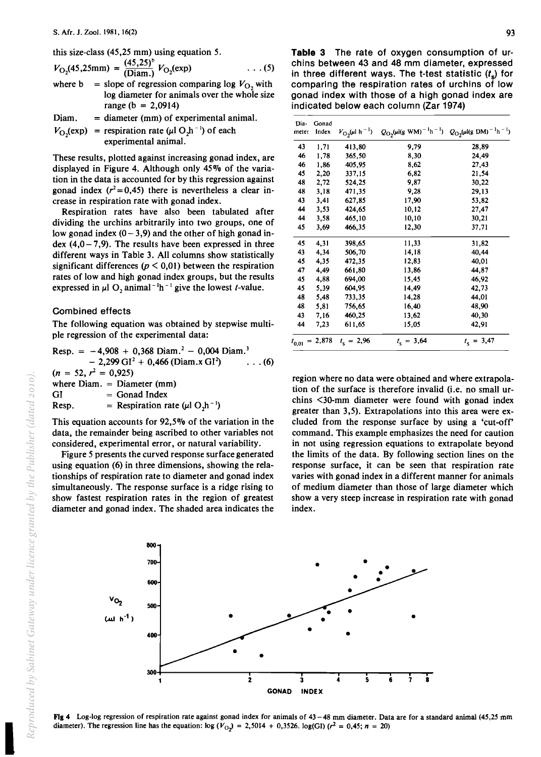this size-class (45,25 mm) using equation 5.

$$V_{O_2}(45{,}25\text{mm}) = \frac{(45{,}25)^b}{(\text{Diam.})} V_{O_2}(\text{exp}) \qquad \ldots (5)$$

where b = slope of regression comparing log $V_{O_2}$ with log diameter for animals over the whole size range (b = 2,0914)

Diam. = diameter (mm) of experimental animal.

$V_{O_2}$(exp) = respiration rate ($\mu$l $O_2 h^{-1}$) of each experimental animal.

These results, plotted against increasing gonad index, are displayed in Figure 4. Although only 45% of the variation in the data is accounted for by this regression against gonad index ($r^2 = 0{,}45$) there is nevertheless a clear increase in respiration rate with gonad index.

Respiration rates have also been tabulated after dividing the urchins arbitrarily into two groups, one of low gonad index (0 – 3,9) and the other of high gonad index (4,0 – 7,9). The results have been expressed in three different ways in Table 3. All columns show statistically significant differences ($p < 0{,}01$) between the respiration rates of low and high gonad index groups, but the results expressed in $\mu$l $O_2$ animal$^{-1}$h$^{-1}$ give the lowest $t$-value.

**Table 3** The rate of oxygen consumption of urchins between 43 and 48 mm diameter, expressed in three different ways. The t-test statistic ($t_s$) for comparing the respiration rates of urchins of low gonad index with those of a high gonad index are indicated below each column (Zar 1974)

| Diameter | Gonad Index | $V_{O_2}$($\mu$l $h^{-1}$) | $Q_{O_2}$($\mu$l(g WM)$^{-1}$$h^{-1}$) | $Q_{O_2}$($\mu$l(g DM)$^{-1}$$h^{-1}$) |
|---|---|---|---|---|
| 43 | 1,71 | 413,80 | 9,79 | 28,89 |
| 46 | 1,78 | 365,50 | 8,30 | 24,49 |
| 46 | 1,86 | 405,95 | 8,62 | 27,43 |
| 45 | 2,20 | 337,15 | 6,82 | 21,54 |
| 48 | 2,72 | 524,25 | 9,87 | 30,22 |
| 48 | 3,18 | 471,35 | 9,28 | 29,13 |
| 43 | 3,41 | 627,85 | 17,90 | 53,82 |
| 44 | 3,53 | 424,65 | 10,12 | 27,47 |
| 44 | 3,58 | 465,10 | 10,10 | 30,21 |
| 45 | 3,69 | 466,35 | 12,30 | 37,71 |
| 45 | 4,31 | 398,65 | 11,33 | 31,82 |
| 43 | 4,34 | 506,70 | 14,18 | 40,44 |
| 45 | 4,35 | 472,35 | 12,83 | 40,01 |
| 47 | 4,49 | 661,80 | 13,86 | 44,87 |
| 45 | 4,88 | 694,00 | 15,45 | 46,92 |
| 45 | 5,39 | 604,95 | 14,49 | 42,73 |
| 48 | 5,48 | 733,35 | 14,28 | 44,01 |
| 48 | 5,81 | 756,65 | 16,40 | 48,90 |
| 43 | 7,16 | 460,25 | 13,62 | 40,30 |
| 44 | 7,23 | 611,65 | 15,05 | 42,91 |
| $t_{0,01}$ = 2,878 | | $t_s$ = 2,96 | $t_s$ = 3,64 | $t_s$ = 3,47 |

### Combined effects

The following equation was obtained by stepwise multiple regression of the experimental data:

$$\text{Resp.} = -4{,}908 + 0{,}368\ \text{Diam.}^2 - 0{,}004\ \text{Diam.}^3 - 2{,}299\ \text{GI}^2 + 0{,}466\ (\text{Diam.x GI}^2) \qquad \ldots (6)$$

($n = 52$, $r^2 = 0{,}925$)
where Diam. = Diameter (mm)
GI = Gonad Index
Resp. = Respiration rate ($\mu$l $O_2 h^{-1}$)

This equation accounts for 92,5% of the variation in the data, the remainder being ascribed to other variables not considered, experimental error, or natural variability.

Figure 5 presents the curved response surface generated using equation (6) in three dimensions, showing the relationships of respiration rate to diameter and gonad index simultaneously. The response surface is a ridge rising to show fastest respiration rates in the region of greatest diameter and gonad index. The shaded area indicates the region where no data were obtained and where extrapolation of the surface is therefore invalid (i.e. no small urchins <30-mm diameter were found with gonad index greater than 3,5). Extrapolations into this area were excluded from the response surface by using a 'cut-off' command. This example emphasizes the need for caution in not using regression equations to extrapolate beyond the limits of the data. By following section lines on the response surface, it can be seen that respiration rate varies with gonad index in a different manner for animals of medium diameter than those of large diameter which show a very steep increase in respiration rate with gonad index.

**Fig 4** Log-log regression of respiration rate against gonad index for animals of 43 – 48 mm diameter. Data are for a standard animal (45,25 mm diameter). The regression line has the equation: log ($V_{O_2}$) = 2,5014 + 0,3526. log(GI) ($r^2 = 0{,}45$; $n = 20$)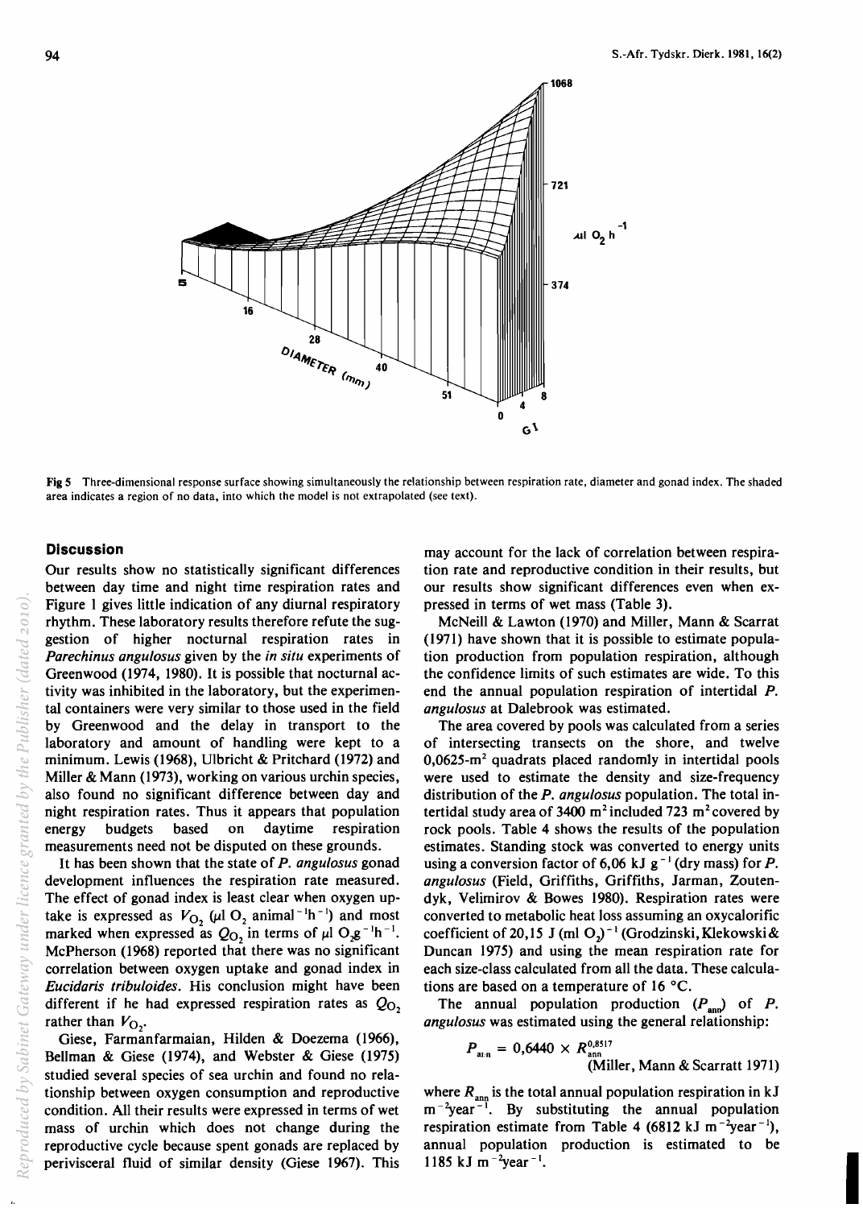**Fig 5** Three-dimensional response surface showing simultaneously the relationship between respiration rate, diameter and gonad index. The shaded area indicates a region of no data, into which the model is not extrapolated (see text).

## Discussion

Our results show no statistically significant differences between day time and night time respiration rates and Figure 1 gives little indication of any diurnal respiratory rhythm. These laboratory results therefore refute the suggestion of higher nocturnal respiration rates in *Parechinus angulosus* given by the *in situ* experiments of Greenwood (1974, 1980). It is possible that nocturnal activity was inhibited in the laboratory, but the experimental containers were very similar to those used in the field by Greenwood and the delay in transport to the laboratory and amount of handling were kept to a minimum. Lewis (1968), Ulbricht & Pritchard (1972) and Miller & Mann (1973), working on various urchin species, also found no significant difference between day and night respiration rates. Thus it appears that population energy budgets based on daytime respiration measurements need not be disputed on these grounds.

It has been shown that the state of *P. angulosus* gonad development influences the respiration rate measured. The effect of gonad index is least clear when oxygen uptake is expressed as $V_{O_2}$ ($\mu$l $O_2$ animal$^{-1}$h$^{-1}$) and most marked when expressed as $Q_{O_2}$ in terms of $\mu$l $O_2$g$^{-1}$h$^{-1}$. McPherson (1968) reported that there was no significant correlation between oxygen uptake and gonad index in *Eucidaris tribuloides*. His conclusion might have been different if he had expressed respiration rates as $Q_{O_2}$ rather than $V_{O_2}$.

Giese, Farmanfarmaian, Hilden & Doezema (1966), Bellman & Giese (1974), and Webster & Giese (1975) studied several species of sea urchin and found no relationship between oxygen consumption and reproductive condition. All their results were expressed in terms of wet mass of urchin which does not change during the reproductive cycle because spent gonads are replaced by perivisceral fluid of similar density (Giese 1967). This may account for the lack of correlation between respiration rate and reproductive condition in their results, but our results show significant differences even when expressed in terms of wet mass (Table 3).

McNeill & Lawton (1970) and Miller, Mann & Scarrat (1971) have shown that it is possible to estimate population production from population respiration, although the confidence limits of such estimates are wide. To this end the annual population respiration of intertidal *P. angulosus* at Dalebrook was estimated.

The area covered by pools was calculated from a series of intersecting transects on the shore, and twelve 0,0625-m$^2$ quadrats placed randomly in intertidal pools were used to estimate the density and size-frequency distribution of the *P. angulosus* population. The total intertidal study area of 3400 m$^2$ included 723 m$^2$ covered by rock pools. Table 4 shows the results of the population estimates. Standing stock was converted to energy units using a conversion factor of 6,06 kJ g$^{-1}$ (dry mass) for *P. angulosus* (Field, Griffiths, Griffiths, Jarman, Zoutendyk, Velimirov & Bowes 1980). Respiration rates were converted to metabolic heat loss assuming an oxycalorific coefficient of 20,15 J (ml $O_2$)$^{-1}$ (Grodzinski, Klekowski & Duncan 1975) and using the mean respiration rate for each size-class calculated from all the data. These calculations are based on a temperature of 16 °C.

The annual population production ($P_{ann}$) of *P. angulosus* was estimated using the general relationship:

$$P_{ann} = 0,6440 \times R_{ann}^{0,8517}$$

(Miller, Mann & Scarratt 1971)

where $R_{ann}$ is the total annual population respiration in kJ m$^{-2}$year$^{-1}$. By substituting the annual population respiration estimate from Table 4 (6812 kJ m$^{-2}$year$^{-1}$), annual population production is estimated to be 1185 kJ m$^{-2}$year$^{-1}$.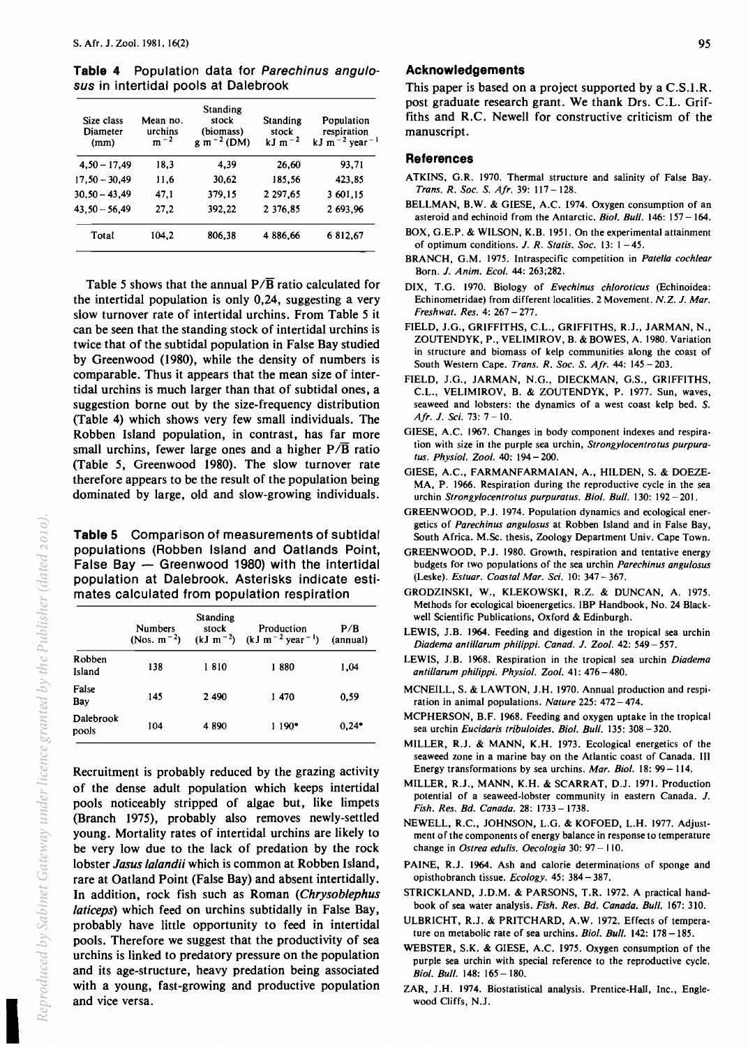**Table 4** Population data for *Parechinus angulosus* in intertidal pools at Dalebrook

| Size class Diameter (mm) | Mean no. urchins $m^{-2}$ | Standing stock (biomass) $g\ m^{-2}$ (DM) | Standing stock $kJ\ m^{-2}$ | Population respiration $kJ\ m^{-2}\ year^{-1}$ |
|---|---|---|---|---|
| 4,50 – 17,49 | 18,3 | 4,39 | 26,60 | 93,71 |
| 17,50 – 30,49 | 11,6 | 30,62 | 185,56 | 423,85 |
| 30,50 – 43,49 | 47,1 | 379,15 | 2 297,65 | 3 601,15 |
| 43,50 – 56,49 | 27,2 | 392,22 | 2 376,85 | 2 693,96 |
| Total | 104,2 | 806,38 | 4 886,66 | 6 812,67 |

Table 5 shows that the annual $P/\overline{B}$ ratio calculated for the intertidal population is only 0,24, suggesting a very slow turnover rate of intertidal urchins. From Table 5 it can be seen that the standing stock of intertidal urchins is twice that of the subtidal population in False Bay studied by Greenwood (1980), while the density of numbers is comparable. Thus it appears that the mean size of intertidal urchins is much larger than that of subtidal ones, a suggestion borne out by the size-frequency distribution (Table 4) which shows very few small individuals. The Robben Island population, in contrast, has far more small urchins, fewer large ones and a higher $P/\overline{B}$ ratio (Table 5, Greenwood 1980). The slow turnover rate therefore appears to be the result of the population being dominated by large, old and slow-growing individuals.

**Table 5** Comparison of measurements of subtidal populations (Robben Island and Oatlands Point, False Bay — Greenwood 1980) with the intertidal population at Dalebrook. Asterisks indicate estimates calculated from population respiration

| | Numbers (Nos. $m^{-2}$) | Standing stock ($kJ\ m^{-2}$) | Production ($kJ\ m^{-2}\ year^{-1}$) | P/B (annual) |
|---|---|---|---|---|
| Robben Island | 138 | 1 810 | 1 880 | 1,04 |
| False Bay | 145 | 2 490 | 1 470 | 0,59 |
| Dalebrook pools | 104 | 4 890 | 1 190* | 0,24* |

Recruitment is probably reduced by the grazing activity of the dense adult population which keeps intertidal pools noticeably stripped of algae but, like limpets (Branch 1975), probably also removes newly-settled young. Mortality rates of intertidal urchins are likely to be very low due to the lack of predation by the rock lobster *Jasus lalandii* which is common at Robben Island, rare at Oatland Point (False Bay) and absent intertidally. In addition, rock fish such as Roman (*Chrysoblephus laticeps*) which feed on urchins subtidally in False Bay, probably have little opportunity to feed in intertidal pools. Therefore we suggest that the productivity of sea urchins is linked to predatory pressure on the population and its age-structure, heavy predation being associated with a young, fast-growing and productive population and vice versa.

## Acknowledgements

This paper is based on a project supported by a C.S.I.R. post graduate research grant. We thank Drs. C.L. Griffiths and R.C. Newell for constructive criticism of the manuscript.

## References

ATKINS, G.R. 1970. Thermal structure and salinity of False Bay. *Trans. R. Soc. S. Afr.* 39: 117 – 128.

BELLMAN, B.W. & GIESE, A.C. 1974. Oxygen consumption of an asteroid and echinoid from the Antarctic. *Biol. Bull.* 146: 157 – 164.

BOX, G.E.P. & WILSON, K.B. 1951. On the experimental attainment of optimum conditions. *J. R. Statis. Soc.* 13: 1 – 45.

BRANCH, G.M. 1975. Intraspecific competition in *Patella cochlear* Born. *J. Anim. Ecol.* 44: 263;282.

DIX, T.G. 1970. Biology of *Evechinus chloroticus* (Echinoidea: Echinometridae) from different localities. 2 Movement. *N.Z. J. Mar. Freshwat. Res.* 4: 267 – 277.

FIELD, J.G., GRIFFITHS, C.L., GRIFFITHS, R.J., JARMAN, N., ZOUTENDYK, P., VELIMIROV, B. & BOWES, A. 1980. Variation in structure and biomass of kelp communities along the coast of South Western Cape. *Trans. R. Soc. S. Afr.* 44: 145 – 203.

FIELD, J.G., JARMAN, N.G., DIECKMAN, G.S., GRIFFITHS, C.L., VELIMIROV, B. & ZOUTENDYK, P. 1977. Sun, waves, seaweed and lobsters: the dynamics of a west coast kelp bed. *S. Afr. J. Sci.* 73: 7 – 10.

GIESE, A.C. 1967. Changes in body component indexes and respiration with size in the purple sea urchin, *Strongylocentrotus purpuratus*. *Physiol. Zool.* 40: 194 – 200.

GIESE, A.C., FARMANFARMAIAN, A., HILDEN, S. & DOEZEMA, P. 1966. Respiration during the reproductive cycle in the sea urchin *Strongylocentrotus purpuratus*. *Biol. Bull.* 130: 192 – 201.

GREENWOOD, P.J. 1974. Population dynamics and ecological energetics of *Parechinus angulosus* at Robben Island and in False Bay, South Africa. M.Sc. thesis, Zoology Department Univ. Cape Town.

GREENWOOD, P.J. 1980. Growth, respiration and tentative energy budgets for two populations of the sea urchin *Parechinus angulosus* (Leske). *Estuar. Coastal Mar. Sci.* 10: 347 – 367.

GRODZINSKI, W., KLEKOWSKI, R.Z. & DUNCAN, A. 1975. Methods for ecological bioenergetics. IBP Handbook, No. 24 Blackwell Scientific Publications, Oxford & Edinburgh.

LEWIS, J.B. 1964. Feeding and digestion in the tropical sea urchin *Diadema antillarum philippi*. *Canad. J. Zool.* 42: 549 – 557.

LEWIS, J.B. 1968. Respiration in the tropical sea urchin *Diadema antillarum philippi*. *Physiol. Zool.* 41: 476 – 480.

MCNEILL, S. & LAWTON, J.H. 1970. Annual production and respiration in animal populations. *Nature* 225: 472 – 474.

MCPHERSON, B.F. 1968. Feeding and oxygen uptake in the tropical sea urchin *Eucidaris tribuloides*. *Biol. Bull.* 135: 308 – 320.

MILLER, R.J. & MANN, K.H. 1973. Ecological energetics of the seaweed zone in a marine bay on the Atlantic coast of Canada. III Energy transformations by sea urchins. *Mar. Biol.* 18: 99 – 114.

MILLER, R.J., MANN, K.H. & SCARRAT, D.J. 1971. Production potential of a seaweed-lobster community in eastern Canada. *J. Fish. Res. Bd. Canada.* 28: 1733 – 1738.

NEWELL, R.C., JOHNSON, L.G. & KOFOED, L.H. 1977. Adjustment of the components of energy balance in response to temperature change in *Ostrea edulis*. *Oecologia* 30: 97 – 110.

PAINE, R.J. 1964. Ash and calorie determinations of sponge and opisthobranch tissue. *Ecology.* 45: 384 – 387.

STRICKLAND, J.D.M. & PARSONS, T.R. 1972. A practical handbook of sea water analysis. *Fish. Res. Bd. Canada. Bull.* 167: 310.

ULBRICHT, R.J. & PRITCHARD, A.W. 1972. Effects of temperature on metabolic rate of sea urchins. *Biol. Bull.* 142: 178 – 185.

WEBSTER, S.K. & GIESE, A.C. 1975. Oxygen consumption of the purple sea urchin with special reference to the reproductive cycle. *Biol. Bull.* 148: 165 – 180.

ZAR, J.H. 1974. Biostatistical analysis. Prentice-Hall, Inc., Englewood Cliffs, N.J.